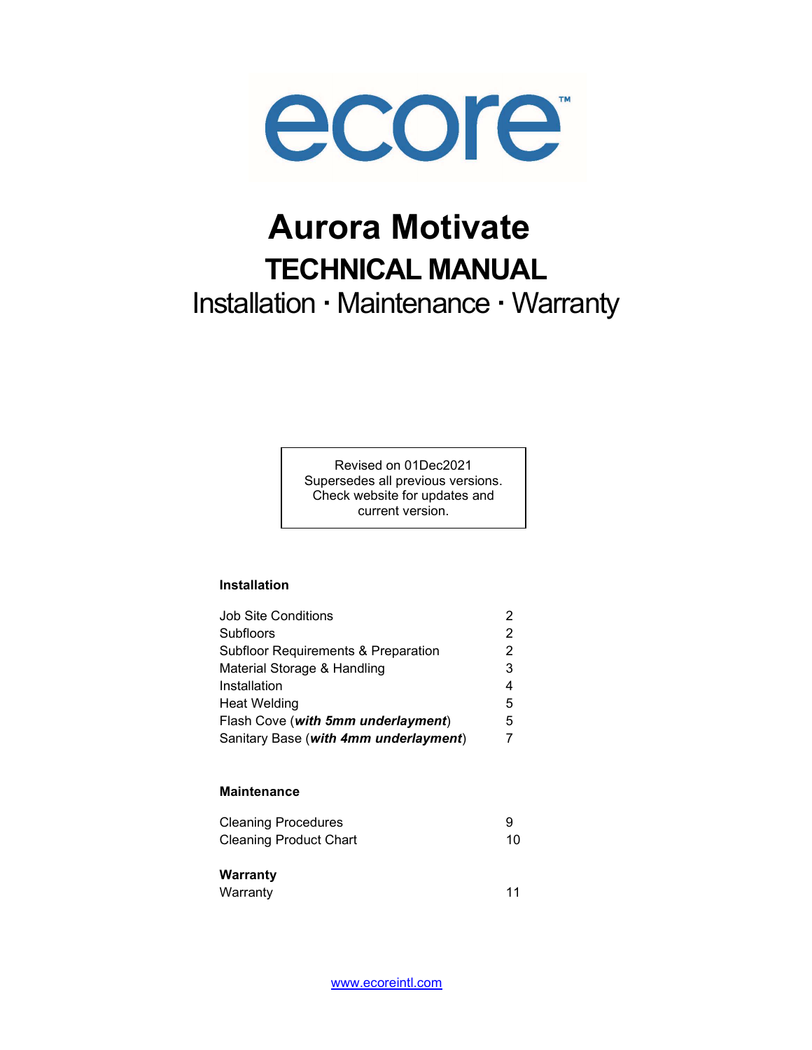ecore™

# Aurora Motivate

## TECHNICAL MANUAL

Installation · Maintenance · Warranty

Revised on 01Dec2021
Supersedes all previous versions.
Check website for updates and current version.

**Installation**

| | |
|---|---|
| Job Site Conditions | 2 |
| Subfloors | 2 |
| Subfloor Requirements & Preparation | 2 |
| Material Storage & Handling | 3 |
| Installation | 4 |
| Heat Welding | 5 |
| Flash Cove (***with 5mm underlayment***) | 5 |
| Sanitary Base (***with 4mm underlayment***) | 7 |

**Maintenance**

| | |
|---|---|
| Cleaning Procedures | 9 |
| Cleaning Product Chart | 10 |

**Warranty**

| | |
|---|---|
| Warranty | 11 |

www.ecoreintl.com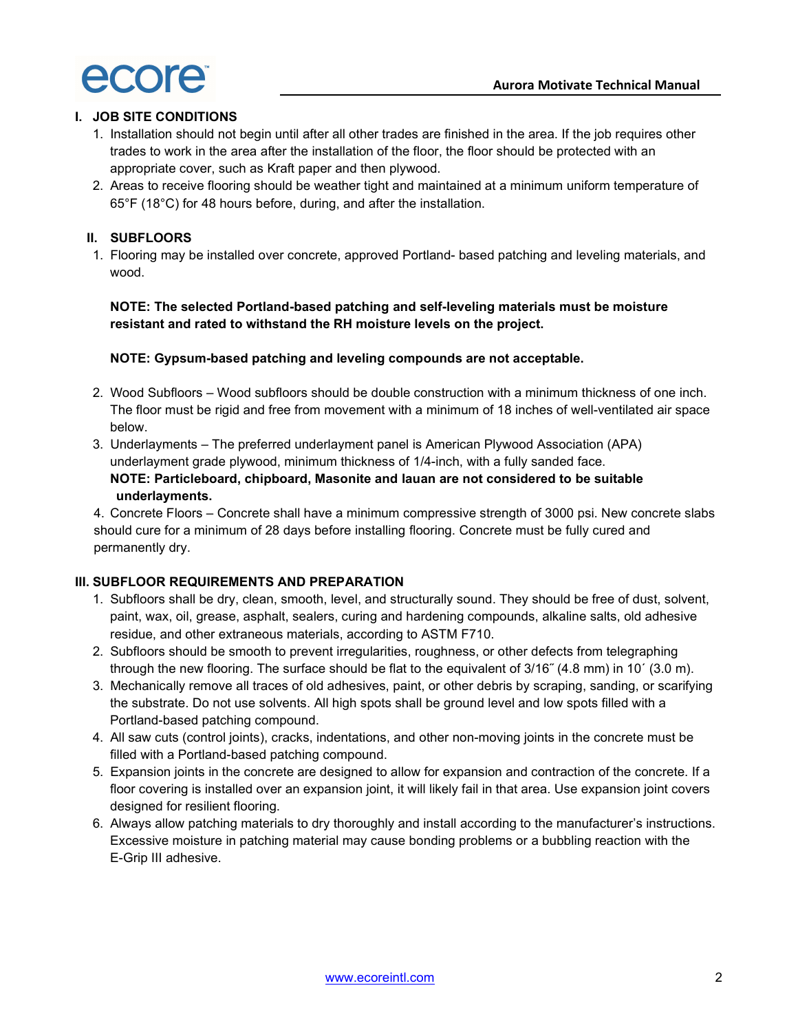## I. JOB SITE CONDITIONS

1. Installation should not begin until after all other trades are finished in the area. If the job requires other trades to work in the area after the installation of the floor, the floor should be protected with an appropriate cover, such as Kraft paper and then plywood.
2. Areas to receive flooring should be weather tight and maintained at a minimum uniform temperature of 65°F (18°C) for 48 hours before, during, and after the installation.

## II. SUBFLOORS

1. Flooring may be installed over concrete, approved Portland- based patching and leveling materials, and wood.

   **NOTE: The selected Portland-based patching and self-leveling materials must be moisture resistant and rated to withstand the RH moisture levels on the project.**

   **NOTE: Gypsum-based patching and leveling compounds are not acceptable.**

2. Wood Subfloors – Wood subfloors should be double construction with a minimum thickness of one inch. The floor must be rigid and free from movement with a minimum of 18 inches of well-ventilated air space below.
3. Underlayments – The preferred underlayment panel is American Plywood Association (APA) underlayment grade plywood, minimum thickness of 1/4-inch, with a fully sanded face.
   **NOTE: Particleboard, chipboard, Masonite and lauan are not considered to be suitable underlayments.**
4. Concrete Floors – Concrete shall have a minimum compressive strength of 3000 psi. New concrete slabs should cure for a minimum of 28 days before installing flooring. Concrete must be fully cured and permanently dry.

## III. SUBFLOOR REQUIREMENTS AND PREPARATION

1. Subfloors shall be dry, clean, smooth, level, and structurally sound. They should be free of dust, solvent, paint, wax, oil, grease, asphalt, sealers, curing and hardening compounds, alkaline salts, old adhesive residue, and other extraneous materials, according to ASTM F710.
2. Subfloors should be smooth to prevent irregularities, roughness, or other defects from telegraphing through the new flooring. The surface should be flat to the equivalent of 3/16˝ (4.8 mm) in 10´ (3.0 m).
3. Mechanically remove all traces of old adhesives, paint, or other debris by scraping, sanding, or scarifying the substrate. Do not use solvents. All high spots shall be ground level and low spots filled with a Portland-based patching compound.
4. All saw cuts (control joints), cracks, indentations, and other non-moving joints in the concrete must be filled with a Portland-based patching compound.
5. Expansion joints in the concrete are designed to allow for expansion and contraction of the concrete. If a floor covering is installed over an expansion joint, it will likely fail in that area. Use expansion joint covers designed for resilient flooring.
6. Always allow patching materials to dry thoroughly and install according to the manufacturer's instructions. Excessive moisture in patching material may cause bonding problems or a bubbling reaction with the E-Grip III adhesive.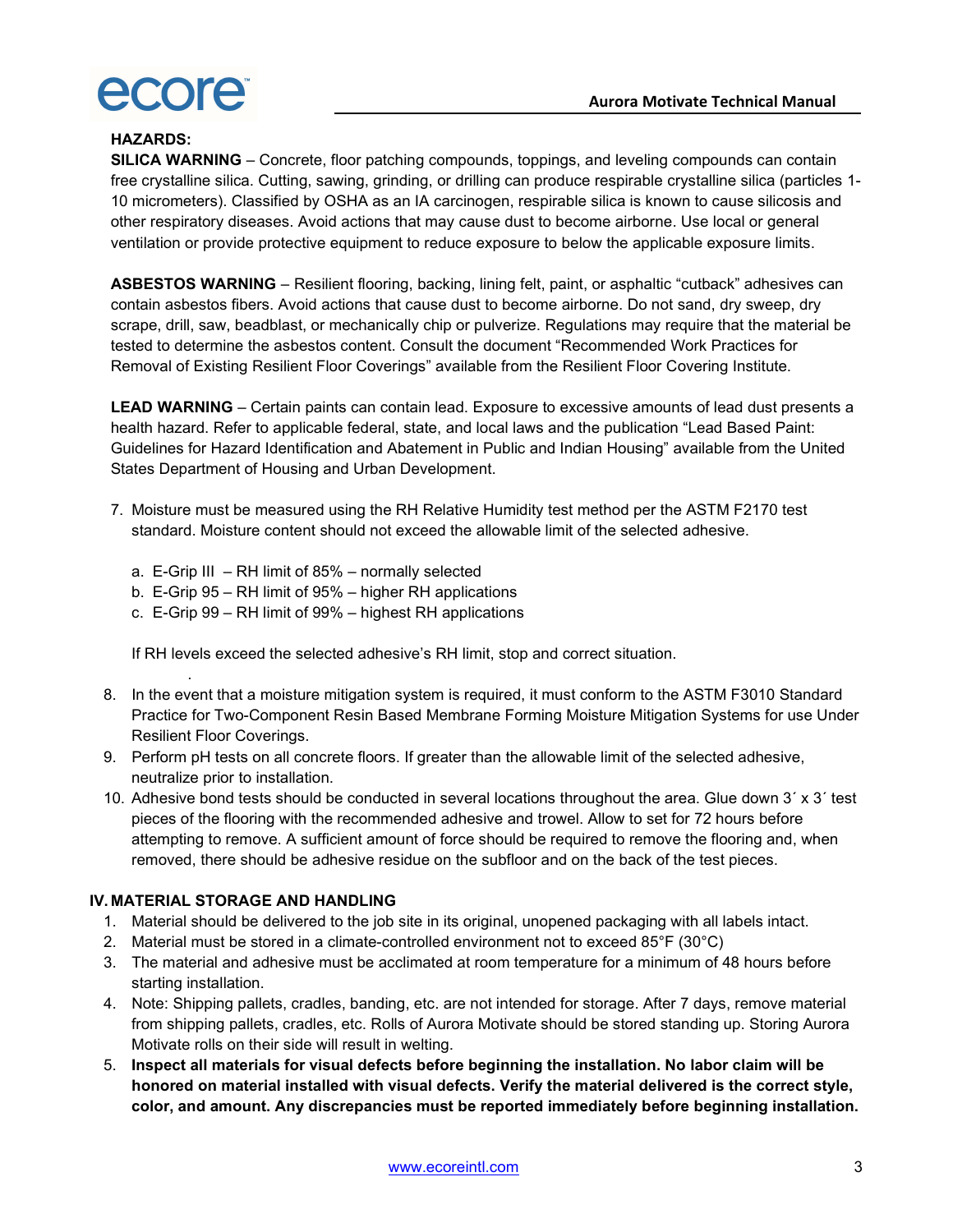**HAZARDS:**

**SILICA WARNING** – Concrete, floor patching compounds, toppings, and leveling compounds can contain free crystalline silica. Cutting, sawing, grinding, or drilling can produce respirable crystalline silica (particles 1-10 micrometers). Classified by OSHA as an IA carcinogen, respirable silica is known to cause silicosis and other respiratory diseases. Avoid actions that may cause dust to become airborne. Use local or general ventilation or provide protective equipment to reduce exposure to below the applicable exposure limits.

**ASBESTOS WARNING** – Resilient flooring, backing, lining felt, paint, or asphaltic "cutback" adhesives can contain asbestos fibers. Avoid actions that cause dust to become airborne. Do not sand, dry sweep, dry scrape, drill, saw, beadblast, or mechanically chip or pulverize. Regulations may require that the material be tested to determine the asbestos content. Consult the document "Recommended Work Practices for Removal of Existing Resilient Floor Coverings" available from the Resilient Floor Covering Institute.

**LEAD WARNING** – Certain paints can contain lead. Exposure to excessive amounts of lead dust presents a health hazard. Refer to applicable federal, state, and local laws and the publication "Lead Based Paint: Guidelines for Hazard Identification and Abatement in Public and Indian Housing" available from the United States Department of Housing and Urban Development.

7. Moisture must be measured using the RH Relative Humidity test method per the ASTM F2170 test standard. Moisture content should not exceed the allowable limit of the selected adhesive.

   a. E-Grip III – RH limit of 85% – normally selected
   b. E-Grip 95 – RH limit of 95% – higher RH applications
   c. E-Grip 99 – RH limit of 99% – highest RH applications

   If RH levels exceed the selected adhesive's RH limit, stop and correct situation.

8. In the event that a moisture mitigation system is required, it must conform to the ASTM F3010 Standard Practice for Two-Component Resin Based Membrane Forming Moisture Mitigation Systems for use Under Resilient Floor Coverings.
9. Perform pH tests on all concrete floors. If greater than the allowable limit of the selected adhesive, neutralize prior to installation.
10. Adhesive bond tests should be conducted in several locations throughout the area. Glue down 3´ x 3´ test pieces of the flooring with the recommended adhesive and trowel. Allow to set for 72 hours before attempting to remove. A sufficient amount of force should be required to remove the flooring and, when removed, there should be adhesive residue on the subfloor and on the back of the test pieces.

## IV. MATERIAL STORAGE AND HANDLING

1. Material should be delivered to the job site in its original, unopened packaging with all labels intact.
2. Material must be stored in a climate-controlled environment not to exceed 85°F (30°C)
3. The material and adhesive must be acclimated at room temperature for a minimum of 48 hours before starting installation.
4. Note: Shipping pallets, cradles, banding, etc. are not intended for storage. After 7 days, remove material from shipping pallets, cradles, etc. Rolls of Aurora Motivate should be stored standing up. Storing Aurora Motivate rolls on their side will result in welting.
5. **Inspect all materials for visual defects before beginning the installation. No labor claim will be honored on material installed with visual defects. Verify the material delivered is the correct style, color, and amount. Any discrepancies must be reported immediately before beginning installation.**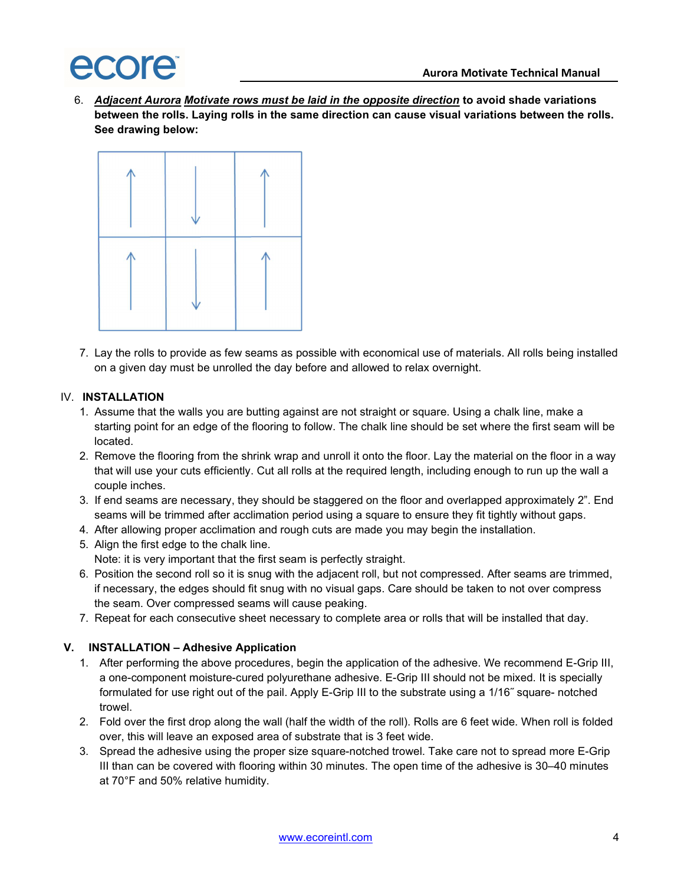6. ***Adjacent Aurora Motivate rows must be laid in the opposite direction*** **to avoid shade variations between the rolls. Laying rolls in the same direction can cause visual variations between the rolls. See drawing below:**

7. Lay the rolls to provide as few seams as possible with economical use of materials. All rolls being installed on a given day must be unrolled the day before and allowed to relax overnight.

## IV. INSTALLATION

1. Assume that the walls you are butting against are not straight or square. Using a chalk line, make a starting point for an edge of the flooring to follow. The chalk line should be set where the first seam will be located.
2. Remove the flooring from the shrink wrap and unroll it onto the floor. Lay the material on the floor in a way that will use your cuts efficiently. Cut all rolls at the required length, including enough to run up the wall a couple inches.
3. If end seams are necessary, they should be staggered on the floor and overlapped approximately 2". End seams will be trimmed after acclimation period using a square to ensure they fit tightly without gaps.
4. After allowing proper acclimation and rough cuts are made you may begin the installation.
5. Align the first edge to the chalk line.
   Note: it is very important that the first seam is perfectly straight.
6. Position the second roll so it is snug with the adjacent roll, but not compressed. After seams are trimmed, if necessary, the edges should fit snug with no visual gaps. Care should be taken to not over compress the seam. Over compressed seams will cause peaking.
7. Repeat for each consecutive sheet necessary to complete area or rolls that will be installed that day.

## V. INSTALLATION – Adhesive Application

1. After performing the above procedures, begin the application of the adhesive. We recommend E-Grip III, a one-component moisture-cured polyurethane adhesive. E-Grip III should not be mixed. It is specially formulated for use right out of the pail. Apply E-Grip III to the substrate using a 1/16˝ square- notched trowel.
2. Fold over the first drop along the wall (half the width of the roll). Rolls are 6 feet wide. When roll is folded over, this will leave an exposed area of substrate that is 3 feet wide.
3. Spread the adhesive using the proper size square-notched trowel. Take care not to spread more E-Grip III than can be covered with flooring within 30 minutes. The open time of the adhesive is 30–40 minutes at 70°F and 50% relative humidity.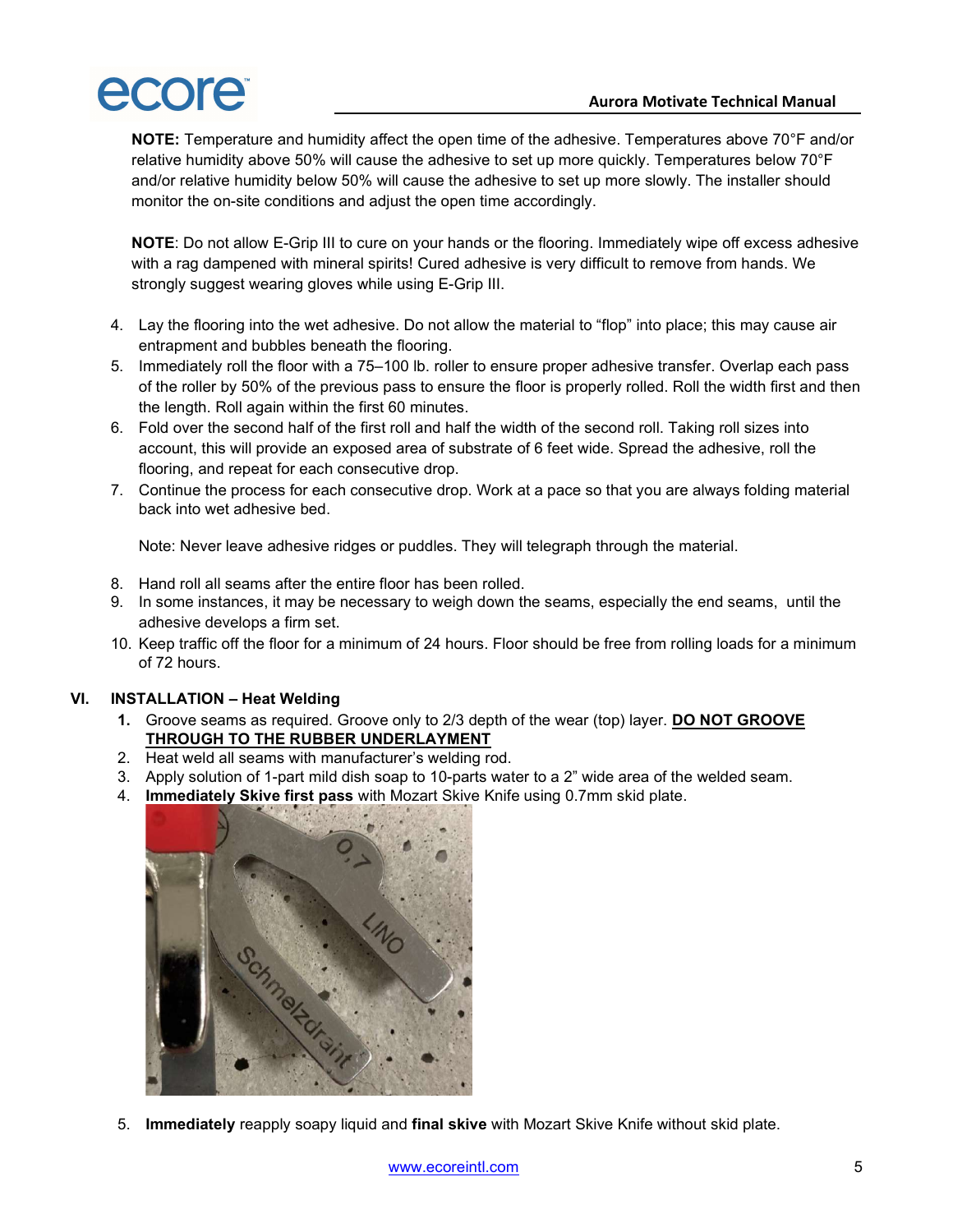**NOTE:** Temperature and humidity affect the open time of the adhesive. Temperatures above 70°F and/or relative humidity above 50% will cause the adhesive to set up more quickly. Temperatures below 70°F and/or relative humidity below 50% will cause the adhesive to set up more slowly. The installer should monitor the on-site conditions and adjust the open time accordingly.

**NOTE**: Do not allow E-Grip III to cure on your hands or the flooring. Immediately wipe off excess adhesive with a rag dampened with mineral spirits! Cured adhesive is very difficult to remove from hands. We strongly suggest wearing gloves while using E-Grip III.

4. Lay the flooring into the wet adhesive. Do not allow the material to "flop" into place; this may cause air entrapment and bubbles beneath the flooring.
5. Immediately roll the floor with a 75–100 lb. roller to ensure proper adhesive transfer. Overlap each pass of the roller by 50% of the previous pass to ensure the floor is properly rolled. Roll the width first and then the length. Roll again within the first 60 minutes.
6. Fold over the second half of the first roll and half the width of the second roll. Taking roll sizes into account, this will provide an exposed area of substrate of 6 feet wide. Spread the adhesive, roll the flooring, and repeat for each consecutive drop.
7. Continue the process for each consecutive drop. Work at a pace so that you are always folding material back into wet adhesive bed.

   Note: Never leave adhesive ridges or puddles. They will telegraph through the material.

8. Hand roll all seams after the entire floor has been rolled.
9. In some instances, it may be necessary to weigh down the seams, especially the end seams, until the adhesive develops a firm set.
10. Keep traffic off the floor for a minimum of 24 hours. Floor should be free from rolling loads for a minimum of 72 hours.

## VI. INSTALLATION – Heat Welding

1. Groove seams as required. Groove only to 2/3 depth of the wear (top) layer. **DO NOT GROOVE THROUGH TO THE RUBBER UNDERLAYMENT**
2. Heat weld all seams with manufacturer's welding rod.
3. Apply solution of 1-part mild dish soap to 10-parts water to a 2" wide area of the welded seam.
4. **Immediately Skive first pass** with Mozart Skive Knife using 0.7mm skid plate.
5. **Immediately** reapply soapy liquid and **final skive** with Mozart Skive Knife without skid plate.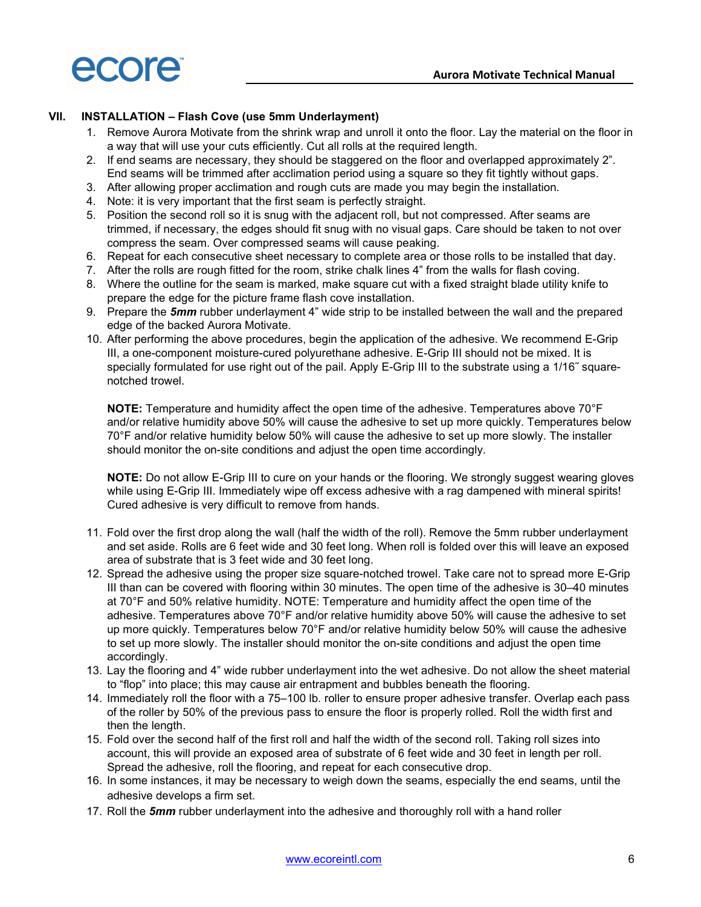## VII. INSTALLATION – Flash Cove (use 5mm Underlayment)

1. Remove Aurora Motivate from the shrink wrap and unroll it onto the floor. Lay the material on the floor in a way that will use your cuts efficiently. Cut all rolls at the required length.
2. If end seams are necessary, they should be staggered on the floor and overlapped approximately 2". End seams will be trimmed after acclimation period using a square so they fit tightly without gaps.
3. After allowing proper acclimation and rough cuts are made you may begin the installation.
4. Note: it is very important that the first seam is perfectly straight.
5. Position the second roll so it is snug with the adjacent roll, but not compressed. After seams are trimmed, if necessary, the edges should fit snug with no visual gaps. Care should be taken to not over compress the seam. Over compressed seams will cause peaking.
6. Repeat for each consecutive sheet necessary to complete area or those rolls to be installed that day.
7. After the rolls are rough fitted for the room, strike chalk lines 4" from the walls for flash coving.
8. Where the outline for the seam is marked, make square cut with a fixed straight blade utility knife to prepare the edge for the picture frame flash cove installation.
9. Prepare the ***5mm*** rubber underlayment 4" wide strip to be installed between the wall and the prepared edge of the backed Aurora Motivate.
10. After performing the above procedures, begin the application of the adhesive. We recommend E-Grip III, a one-component moisture-cured polyurethane adhesive. E-Grip III should not be mixed. It is specially formulated for use right out of the pail. Apply E-Grip III to the substrate using a 1/16˝ square-notched trowel.

    **NOTE:** Temperature and humidity affect the open time of the adhesive. Temperatures above 70°F and/or relative humidity above 50% will cause the adhesive to set up more quickly. Temperatures below 70°F and/or relative humidity below 50% will cause the adhesive to set up more slowly. The installer should monitor the on-site conditions and adjust the open time accordingly.

    **NOTE:** Do not allow E-Grip III to cure on your hands or the flooring. We strongly suggest wearing gloves while using E-Grip III. Immediately wipe off excess adhesive with a rag dampened with mineral spirits! Cured adhesive is very difficult to remove from hands.

11. Fold over the first drop along the wall (half the width of the roll). Remove the 5mm rubber underlayment and set aside. Rolls are 6 feet wide and 30 feet long. When roll is folded over this will leave an exposed area of substrate that is 3 feet wide and 30 feet long.
12. Spread the adhesive using the proper size square-notched trowel. Take care not to spread more E-Grip III than can be covered with flooring within 30 minutes. The open time of the adhesive is 30–40 minutes at 70°F and 50% relative humidity. NOTE: Temperature and humidity affect the open time of the adhesive. Temperatures above 70°F and/or relative humidity above 50% will cause the adhesive to set up more quickly. Temperatures below 70°F and/or relative humidity below 50% will cause the adhesive to set up more slowly. The installer should monitor the on-site conditions and adjust the open time accordingly.
13. Lay the flooring and 4" wide rubber underlayment into the wet adhesive. Do not allow the sheet material to "flop" into place; this may cause air entrapment and bubbles beneath the flooring.
14. Immediately roll the floor with a 75–100 lb. roller to ensure proper adhesive transfer. Overlap each pass of the roller by 50% of the previous pass to ensure the floor is properly rolled. Roll the width first and then the length.
15. Fold over the second half of the first roll and half the width of the second roll. Taking roll sizes into account, this will provide an exposed area of substrate of 6 feet wide and 30 feet in length per roll. Spread the adhesive, roll the flooring, and repeat for each consecutive drop.
16. In some instances, it may be necessary to weigh down the seams, especially the end seams, until the adhesive develops a firm set.
17. Roll the ***5mm*** rubber underlayment into the adhesive and thoroughly roll with a hand roller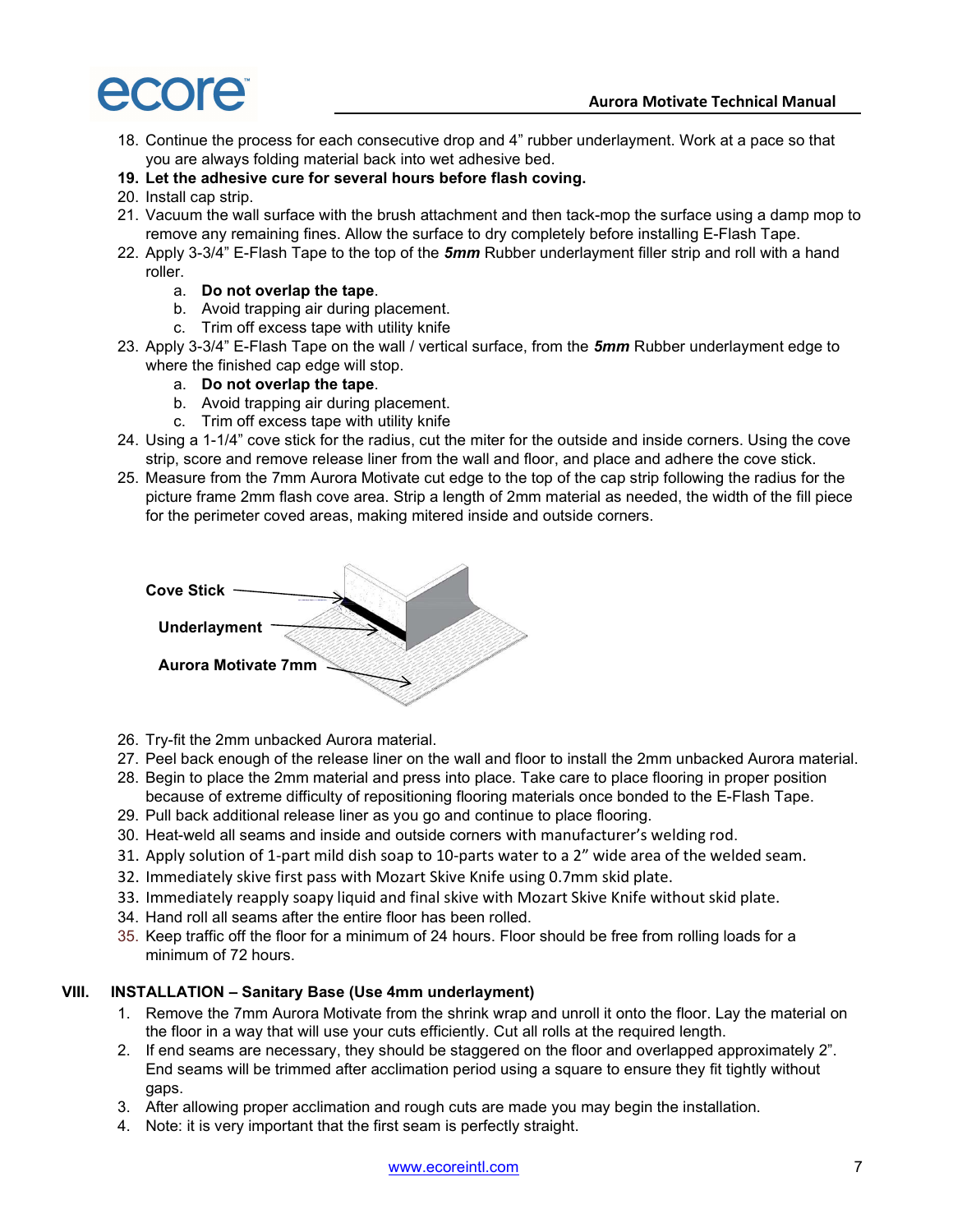18. Continue the process for each consecutive drop and 4" rubber underlayment. Work at a pace so that you are always folding material back into wet adhesive bed.
19. **Let the adhesive cure for several hours before flash coving.**
20. Install cap strip.
21. Vacuum the wall surface with the brush attachment and then tack-mop the surface using a damp mop to remove any remaining fines. Allow the surface to dry completely before installing E-Flash Tape.
22. Apply 3-3/4" E-Flash Tape to the top of the ***5mm*** Rubber underlayment filler strip and roll with a hand roller.
    a. **Do not overlap the tape**.
    b. Avoid trapping air during placement.
    c. Trim off excess tape with utility knife
23. Apply 3-3/4" E-Flash Tape on the wall / vertical surface, from the ***5mm*** Rubber underlayment edge to where the finished cap edge will stop.
    a. **Do not overlap the tape**.
    b. Avoid trapping air during placement.
    c. Trim off excess tape with utility knife
24. Using a 1-1/4" cove stick for the radius, cut the miter for the outside and inside corners. Using the cove strip, score and remove release liner from the wall and floor, and place and adhere the cove stick.
25. Measure from the 7mm Aurora Motivate cut edge to the top of the cap strip following the radius for the picture frame 2mm flash cove area. Strip a length of 2mm material as needed, the width of the fill piece for the perimeter coved areas, making mitered inside and outside corners.

**Cove Stick**

**Underlayment**

**Aurora Motivate 7mm**

26. Try-fit the 2mm unbacked Aurora material.
27. Peel back enough of the release liner on the wall and floor to install the 2mm unbacked Aurora material.
28. Begin to place the 2mm material and press into place. Take care to place flooring in proper position because of extreme difficulty of repositioning flooring materials once bonded to the E-Flash Tape.
29. Pull back additional release liner as you go and continue to place flooring.
30. Heat-weld all seams and inside and outside corners with manufacturer's welding rod.
31. Apply solution of 1-part mild dish soap to 10-parts water to a 2" wide area of the welded seam.
32. Immediately skive first pass with Mozart Skive Knife using 0.7mm skid plate.
33. Immediately reapply soapy liquid and final skive with Mozart Skive Knife without skid plate.
34. Hand roll all seams after the entire floor has been rolled.
35. Keep traffic off the floor for a minimum of 24 hours. Floor should be free from rolling loads for a minimum of 72 hours.

## VIII. INSTALLATION – Sanitary Base (Use 4mm underlayment)

1. Remove the 7mm Aurora Motivate from the shrink wrap and unroll it onto the floor. Lay the material on the floor in a way that will use your cuts efficiently. Cut all rolls at the required length.
2. If end seams are necessary, they should be staggered on the floor and overlapped approximately 2". End seams will be trimmed after acclimation period using a square to ensure they fit tightly without gaps.
3. After allowing proper acclimation and rough cuts are made you may begin the installation.
4. Note: it is very important that the first seam is perfectly straight.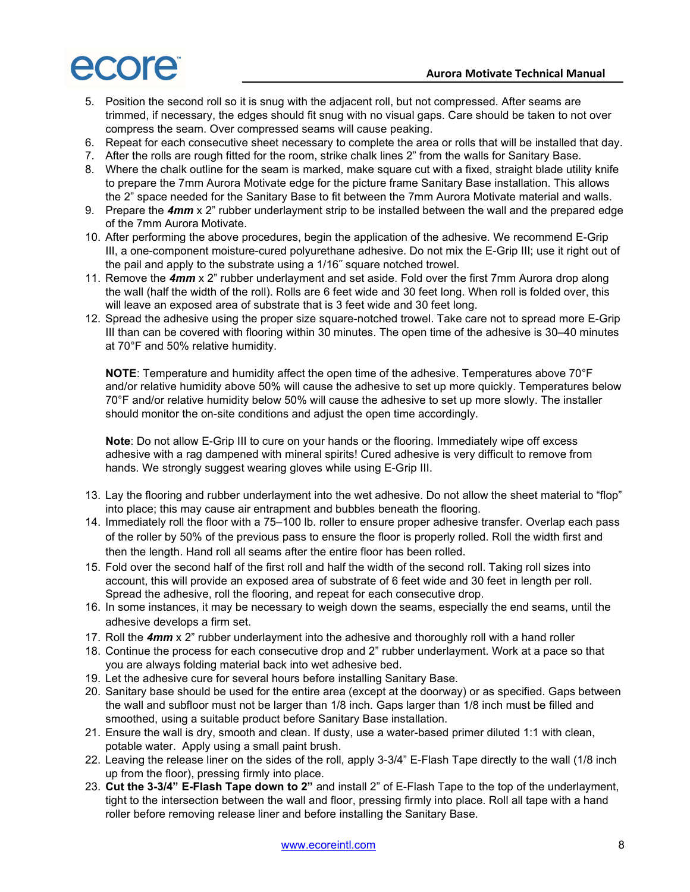5. Position the second roll so it is snug with the adjacent roll, but not compressed. After seams are trimmed, if necessary, the edges should fit snug with no visual gaps. Care should be taken to not over compress the seam. Over compressed seams will cause peaking.
6. Repeat for each consecutive sheet necessary to complete the area or rolls that will be installed that day.
7. After the rolls are rough fitted for the room, strike chalk lines 2" from the walls for Sanitary Base.
8. Where the chalk outline for the seam is marked, make square cut with a fixed, straight blade utility knife to prepare the 7mm Aurora Motivate edge for the picture frame Sanitary Base installation. This allows the 2" space needed for the Sanitary Base to fit between the 7mm Aurora Motivate material and walls.
9. Prepare the ***4mm*** x 2" rubber underlayment strip to be installed between the wall and the prepared edge of the 7mm Aurora Motivate.
10. After performing the above procedures, begin the application of the adhesive. We recommend E-Grip III, a one-component moisture-cured polyurethane adhesive. Do not mix the E-Grip III; use it right out of the pail and apply to the substrate using a 1/16˝ square notched trowel.
11. Remove the ***4mm*** x 2" rubber underlayment and set aside. Fold over the first 7mm Aurora drop along the wall (half the width of the roll). Rolls are 6 feet wide and 30 feet long. When roll is folded over, this will leave an exposed area of substrate that is 3 feet wide and 30 feet long.
12. Spread the adhesive using the proper size square-notched trowel. Take care not to spread more E-Grip III than can be covered with flooring within 30 minutes. The open time of the adhesive is 30–40 minutes at 70°F and 50% relative humidity.

    **NOTE**: Temperature and humidity affect the open time of the adhesive. Temperatures above 70°F and/or relative humidity above 50% will cause the adhesive to set up more quickly. Temperatures below 70°F and/or relative humidity below 50% will cause the adhesive to set up more slowly. The installer should monitor the on-site conditions and adjust the open time accordingly.

    **Note**: Do not allow E-Grip III to cure on your hands or the flooring. Immediately wipe off excess adhesive with a rag dampened with mineral spirits! Cured adhesive is very difficult to remove from hands. We strongly suggest wearing gloves while using E-Grip III.

13. Lay the flooring and rubber underlayment into the wet adhesive. Do not allow the sheet material to "flop" into place; this may cause air entrapment and bubbles beneath the flooring.
14. Immediately roll the floor with a 75–100 lb. roller to ensure proper adhesive transfer. Overlap each pass of the roller by 50% of the previous pass to ensure the floor is properly rolled. Roll the width first and then the length. Hand roll all seams after the entire floor has been rolled.
15. Fold over the second half of the first roll and half the width of the second roll. Taking roll sizes into account, this will provide an exposed area of substrate of 6 feet wide and 30 feet in length per roll. Spread the adhesive, roll the flooring, and repeat for each consecutive drop.
16. In some instances, it may be necessary to weigh down the seams, especially the end seams, until the adhesive develops a firm set.
17. Roll the ***4mm*** x 2" rubber underlayment into the adhesive and thoroughly roll with a hand roller
18. Continue the process for each consecutive drop and 2" rubber underlayment. Work at a pace so that you are always folding material back into wet adhesive bed.
19. Let the adhesive cure for several hours before installing Sanitary Base.
20. Sanitary base should be used for the entire area (except at the doorway) or as specified. Gaps between the wall and subfloor must not be larger than 1/8 inch. Gaps larger than 1/8 inch must be filled and smoothed, using a suitable product before Sanitary Base installation.
21. Ensure the wall is dry, smooth and clean. If dusty, use a water-based primer diluted 1:1 with clean, potable water. Apply using a small paint brush.
22. Leaving the release liner on the sides of the roll, apply 3-3/4" E-Flash Tape directly to the wall (1/8 inch up from the floor), pressing firmly into place.
23. **Cut the 3-3/4" E-Flash Tape down to 2"** and install 2" of E-Flash Tape to the top of the underlayment, tight to the intersection between the wall and floor, pressing firmly into place. Roll all tape with a hand roller before removing release liner and before installing the Sanitary Base.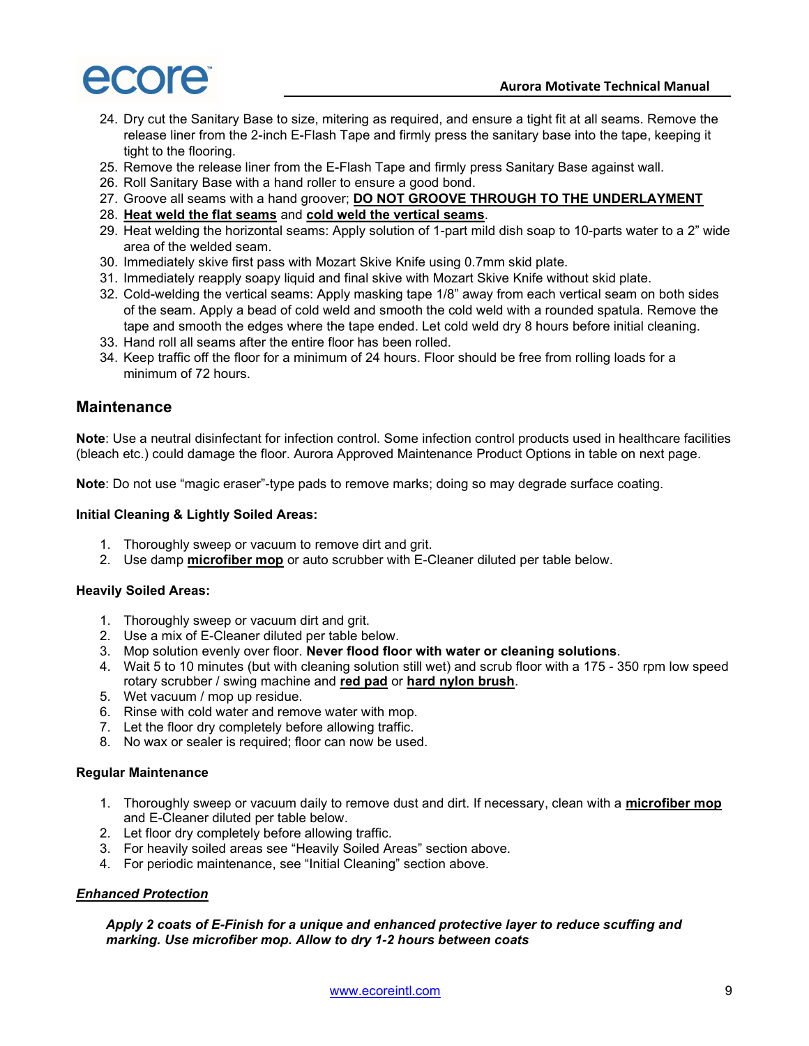24. Dry cut the Sanitary Base to size, mitering as required, and ensure a tight fit at all seams. Remove the release liner from the 2-inch E-Flash Tape and firmly press the sanitary base into the tape, keeping it tight to the flooring.
25. Remove the release liner from the E-Flash Tape and firmly press Sanitary Base against wall.
26. Roll Sanitary Base with a hand roller to ensure a good bond.
27. Groove all seams with a hand groover; **DO NOT GROOVE THROUGH TO THE UNDERLAYMENT**
28. **Heat weld the flat seams** and **cold weld the vertical seams**.
29. Heat welding the horizontal seams: Apply solution of 1-part mild dish soap to 10-parts water to a 2" wide area of the welded seam.
30. Immediately skive first pass with Mozart Skive Knife using 0.7mm skid plate.
31. Immediately reapply soapy liquid and final skive with Mozart Skive Knife without skid plate.
32. Cold-welding the vertical seams: Apply masking tape 1/8" away from each vertical seam on both sides of the seam. Apply a bead of cold weld and smooth the cold weld with a rounded spatula. Remove the tape and smooth the edges where the tape ended. Let cold weld dry 8 hours before initial cleaning.
33. Hand roll all seams after the entire floor has been rolled.
34. Keep traffic off the floor for a minimum of 24 hours. Floor should be free from rolling loads for a minimum of 72 hours.

## Maintenance

**Note**: Use a neutral disinfectant for infection control. Some infection control products used in healthcare facilities (bleach etc.) could damage the floor. Aurora Approved Maintenance Product Options in table on next page.

**Note**: Do not use "magic eraser"-type pads to remove marks; doing so may degrade surface coating.

**Initial Cleaning & Lightly Soiled Areas:**

1. Thoroughly sweep or vacuum to remove dirt and grit.
2. Use damp **microfiber mop** or auto scrubber with E-Cleaner diluted per table below.

**Heavily Soiled Areas:**

1. Thoroughly sweep or vacuum dirt and grit.
2. Use a mix of E-Cleaner diluted per table below.
3. Mop solution evenly over floor. **Never flood floor with water or cleaning solutions**.
4. Wait 5 to 10 minutes (but with cleaning solution still wet) and scrub floor with a 175 - 350 rpm low speed rotary scrubber / swing machine and **red pad** or **hard nylon brush**.
5. Wet vacuum / mop up residue.
6. Rinse with cold water and remove water with mop.
7. Let the floor dry completely before allowing traffic.
8. No wax or sealer is required; floor can now be used.

**Regular Maintenance**

1. Thoroughly sweep or vacuum daily to remove dust and dirt. If necessary, clean with a **microfiber mop** and E-Cleaner diluted per table below.
2. Let floor dry completely before allowing traffic.
3. For heavily soiled areas see "Heavily Soiled Areas" section above.
4. For periodic maintenance, see "Initial Cleaning" section above.

***Enhanced Protection***

***Apply 2 coats of E-Finish for a unique and enhanced protective layer to reduce scuffing and marking. Use microfiber mop. Allow to dry 1-2 hours between coats***

www.ecoreintl.com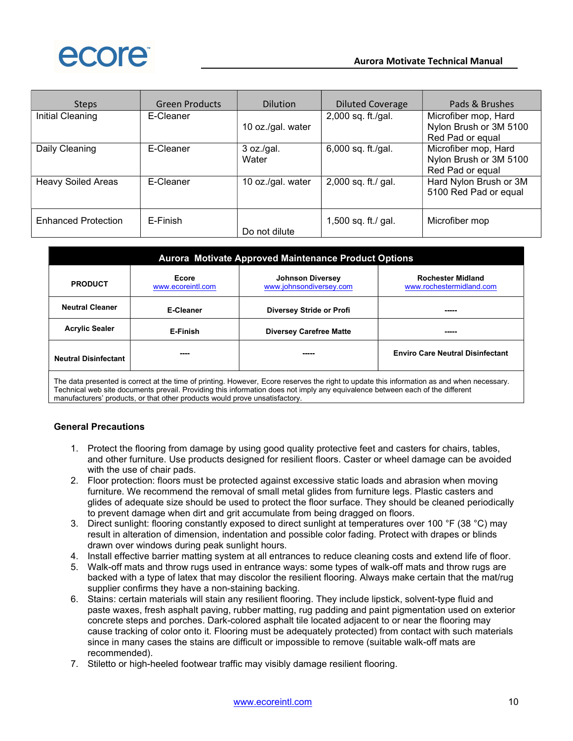| Steps | Green Products | Dilution | Diluted Coverage | Pads & Brushes |
| --- | --- | --- | --- | --- |
| Initial Cleaning | E-Cleaner | 10 oz./gal. water | 2,000 sq. ft./gal. | Microfiber mop, Hard Nylon Brush or 3M 5100 Red Pad or equal |
| Daily Cleaning | E-Cleaner | 3 oz./gal. Water | 6,000 sq. ft./gal. | Microfiber mop, Hard Nylon Brush or 3M 5100 Red Pad or equal |
| Heavy Soiled Areas | E-Cleaner | 10 oz./gal. water | 2,000 sq. ft./ gal. | Hard Nylon Brush or 3M 5100 Red Pad or equal |
| Enhanced Protection | E-Finish | Do not dilute | 1,500 sq. ft./ gal. | Microfiber mop |

**Aurora Motivate Approved Maintenance Product Options**

| PRODUCT | Ecore www.ecoreintl.com | Johnson Diversey www.johnsondiversey.com | Rochester Midland www.rochestermidland.com |
| --- | --- | --- | --- |
| Neutral Cleaner | E-Cleaner | Diversey Stride or Profi | ----- |
| Acrylic Sealer | E-Finish | Diversey Carefree Matte | ----- |
| Neutral Disinfectant | ---- | ----- | Enviro Care Neutral Disinfectant |

The data presented is correct at the time of printing. However, Ecore reserves the right to update this information as and when necessary. Technical web site documents prevail. Providing this information does not imply any equivalence between each of the different manufacturers' products, or that other products would prove unsatisfactory.

### General Precautions

1. Protect the flooring from damage by using good quality protective feet and casters for chairs, tables, and other furniture. Use products designed for resilient floors. Caster or wheel damage can be avoided with the use of chair pads.
2. Floor protection: floors must be protected against excessive static loads and abrasion when moving furniture. We recommend the removal of small metal glides from furniture legs. Plastic casters and glides of adequate size should be used to protect the floor surface. They should be cleaned periodically to prevent damage when dirt and grit accumulate from being dragged on floors.
3. Direct sunlight: flooring constantly exposed to direct sunlight at temperatures over 100 °F (38 °C) may result in alteration of dimension, indentation and possible color fading. Protect with drapes or blinds drawn over windows during peak sunlight hours.
4. Install effective barrier matting system at all entrances to reduce cleaning costs and extend life of floor.
5. Walk-off mats and throw rugs used in entrance ways: some types of walk-off mats and throw rugs are backed with a type of latex that may discolor the resilient flooring. Always make certain that the mat/rug supplier confirms they have a non-staining backing.
6. Stains: certain materials will stain any resilient flooring. They include lipstick, solvent-type fluid and paste waxes, fresh asphalt paving, rubber matting, rug padding and paint pigmentation used on exterior concrete steps and porches. Dark-colored asphalt tile located adjacent to or near the flooring may cause tracking of color onto it. Flooring must be adequately protected) from contact with such materials since in many cases the stains are difficult or impossible to remove (suitable walk-off mats are recommended).
7. Stiletto or high-heeled footwear traffic may visibly damage resilient flooring.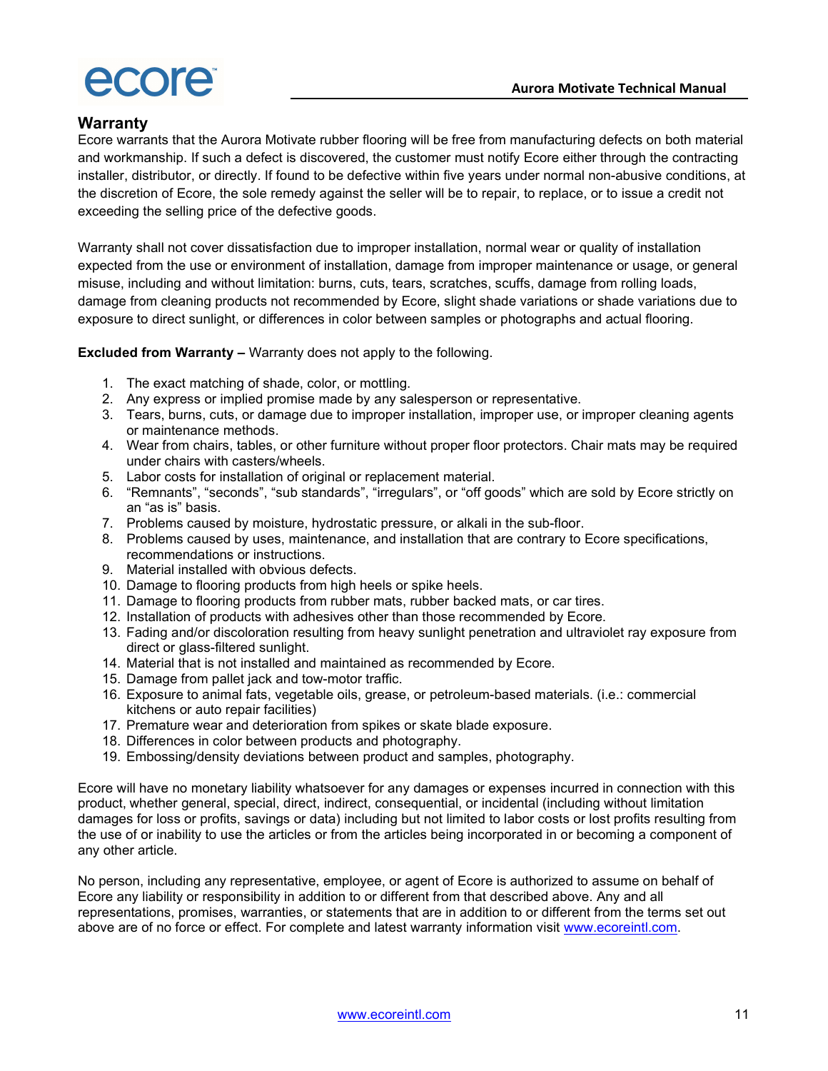## Warranty

Ecore warrants that the Aurora Motivate rubber flooring will be free from manufacturing defects on both material and workmanship. If such a defect is discovered, the customer must notify Ecore either through the contracting installer, distributor, or directly. If found to be defective within five years under normal non-abusive conditions, at the discretion of Ecore, the sole remedy against the seller will be to repair, to replace, or to issue a credit not exceeding the selling price of the defective goods.

Warranty shall not cover dissatisfaction due to improper installation, normal wear or quality of installation expected from the use or environment of installation, damage from improper maintenance or usage, or general misuse, including and without limitation: burns, cuts, tears, scratches, scuffs, damage from rolling loads, damage from cleaning products not recommended by Ecore, slight shade variations or shade variations due to exposure to direct sunlight, or differences in color between samples or photographs and actual flooring.

**Excluded from Warranty –** Warranty does not apply to the following.

1. The exact matching of shade, color, or mottling.
2. Any express or implied promise made by any salesperson or representative.
3. Tears, burns, cuts, or damage due to improper installation, improper use, or improper cleaning agents or maintenance methods.
4. Wear from chairs, tables, or other furniture without proper floor protectors. Chair mats may be required under chairs with casters/wheels.
5. Labor costs for installation of original or replacement material.
6. "Remnants", "seconds", "sub standards", "irregulars", or "off goods" which are sold by Ecore strictly on an "as is" basis.
7. Problems caused by moisture, hydrostatic pressure, or alkali in the sub-floor.
8. Problems caused by uses, maintenance, and installation that are contrary to Ecore specifications, recommendations or instructions.
9. Material installed with obvious defects.
10. Damage to flooring products from high heels or spike heels.
11. Damage to flooring products from rubber mats, rubber backed mats, or car tires.
12. Installation of products with adhesives other than those recommended by Ecore.
13. Fading and/or discoloration resulting from heavy sunlight penetration and ultraviolet ray exposure from direct or glass-filtered sunlight.
14. Material that is not installed and maintained as recommended by Ecore.
15. Damage from pallet jack and tow-motor traffic.
16. Exposure to animal fats, vegetable oils, grease, or petroleum-based materials. (i.e.: commercial kitchens or auto repair facilities)
17. Premature wear and deterioration from spikes or skate blade exposure.
18. Differences in color between products and photography.
19. Embossing/density deviations between product and samples, photography.

Ecore will have no monetary liability whatsoever for any damages or expenses incurred in connection with this product, whether general, special, direct, indirect, consequential, or incidental (including without limitation damages for loss or profits, savings or data) including but not limited to labor costs or lost profits resulting from the use of or inability to use the articles or from the articles being incorporated in or becoming a component of any other article.

No person, including any representative, employee, or agent of Ecore is authorized to assume on behalf of Ecore any liability or responsibility in addition to or different from that described above. Any and all representations, promises, warranties, or statements that are in addition to or different from the terms set out above are of no force or effect. For complete and latest warranty information visit www.ecoreintl.com.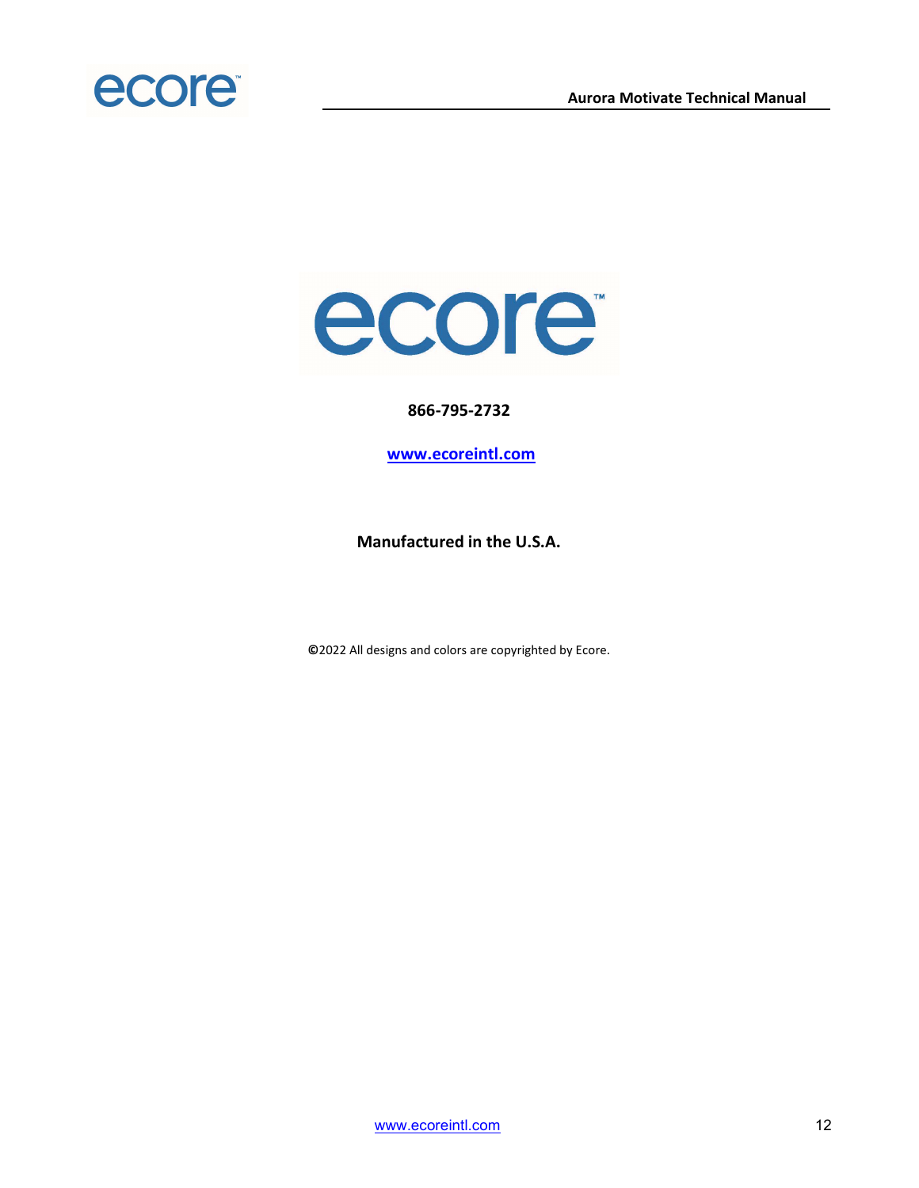ecore™

**866-795-2732**

**[www.ecoreintl.com](http://www.ecoreintl.com)**

**Manufactured in the U.S.A.**

©2022 All designs and colors are copyrighted by Ecore.